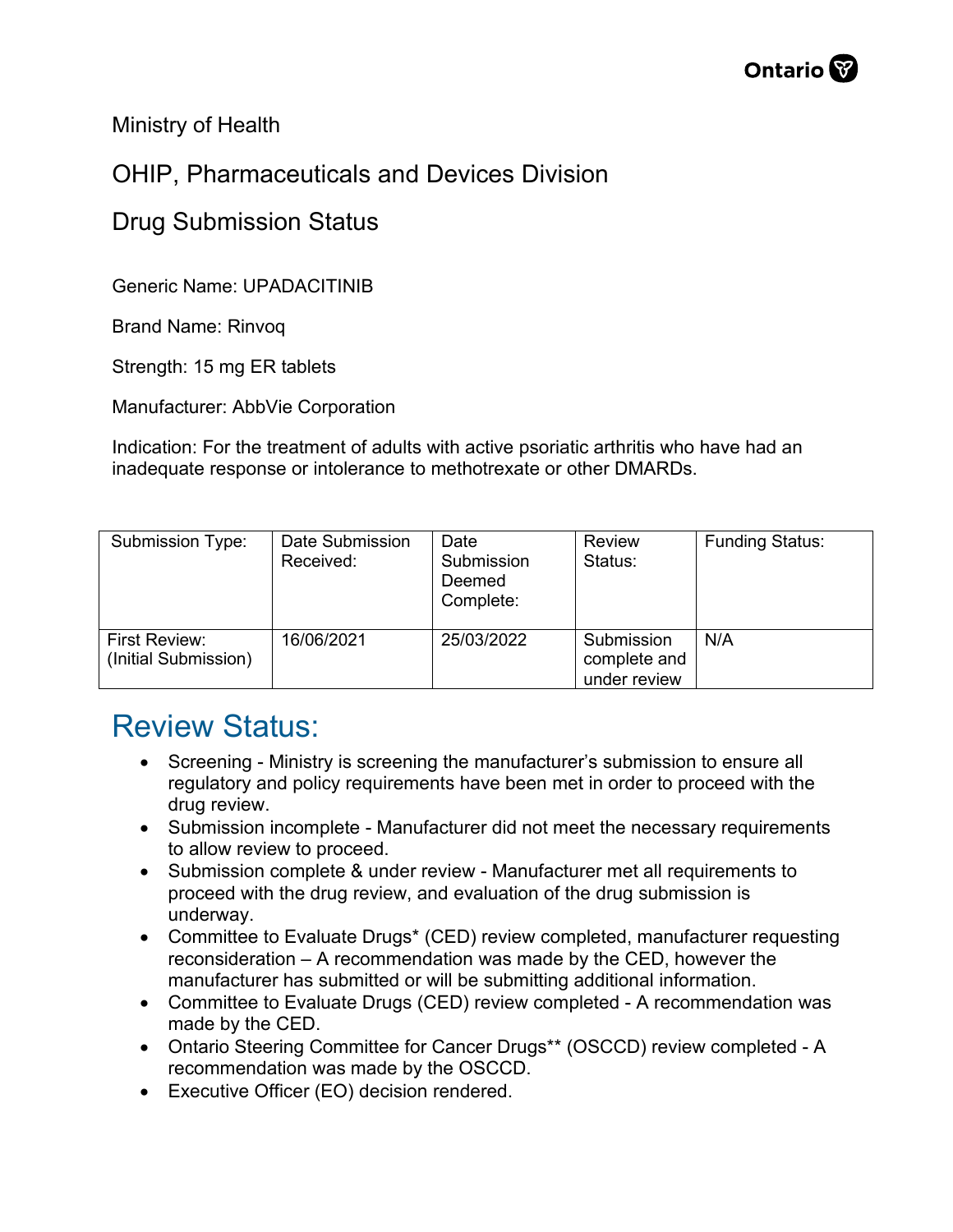Ministry of Health

OHIP, Pharmaceuticals and Devices Division

Drug Submission Status

Generic Name: UPADACITINIB

Brand Name: Rinvoq

Strength: 15 mg ER tablets

Manufacturer: AbbVie Corporation

Indication: For the treatment of adults with active psoriatic arthritis who have had an inadequate response or intolerance to methotrexate or other DMARDs.

| Submission Type: | Date Submission Received: | Date Submission Deemed Complete: | Review Status: | Funding Status: |
|---|---|---|---|---|
| First Review: (Initial Submission) | 16/06/2021 | 25/03/2022 | Submission complete and under review | N/A |

## Review Status:

- Screening - Ministry is screening the manufacturer's submission to ensure all regulatory and policy requirements have been met in order to proceed with the drug review.
- Submission incomplete - Manufacturer did not meet the necessary requirements to allow review to proceed.
- Submission complete & under review - Manufacturer met all requirements to proceed with the drug review, and evaluation of the drug submission is underway.
- Committee to Evaluate Drugs* (CED) review completed, manufacturer requesting reconsideration – A recommendation was made by the CED, however the manufacturer has submitted or will be submitting additional information.
- Committee to Evaluate Drugs (CED) review completed - A recommendation was made by the CED.
- Ontario Steering Committee for Cancer Drugs** (OSCCD) review completed - A recommendation was made by the OSCCD.
- Executive Officer (EO) decision rendered.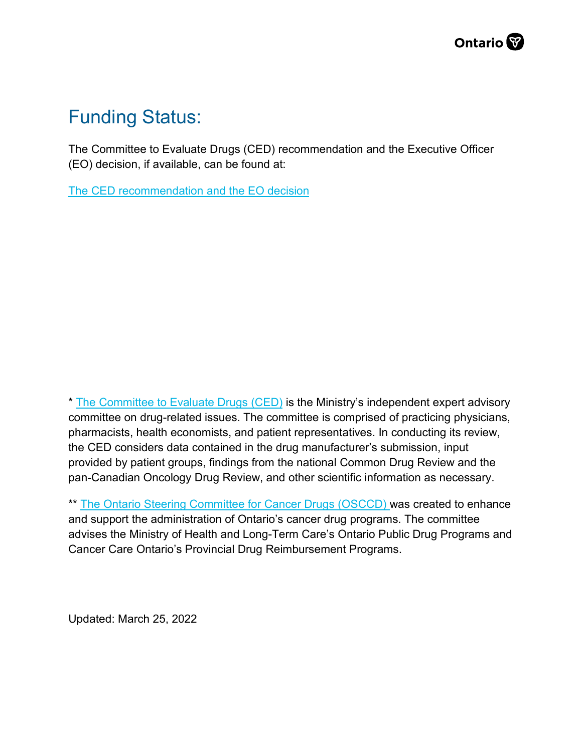## Funding Status:

The Committee to Evaluate Drugs (CED) recommendation and the Executive Officer (EO) decision, if available, can be found at:

The CED recommendation and the EO decision

* The Committee to Evaluate Drugs (CED) is the Ministry's independent expert advisory committee on drug-related issues. The committee is comprised of practicing physicians, pharmacists, health economists, and patient representatives. In conducting its review, the CED considers data contained in the drug manufacturer's submission, input provided by patient groups, findings from the national Common Drug Review and the pan-Canadian Oncology Drug Review, and other scientific information as necessary.

** The Ontario Steering Committee for Cancer Drugs (OSCCD) was created to enhance and support the administration of Ontario's cancer drug programs. The committee advises the Ministry of Health and Long-Term Care's Ontario Public Drug Programs and Cancer Care Ontario's Provincial Drug Reimbursement Programs.

Updated: March 25, 2022